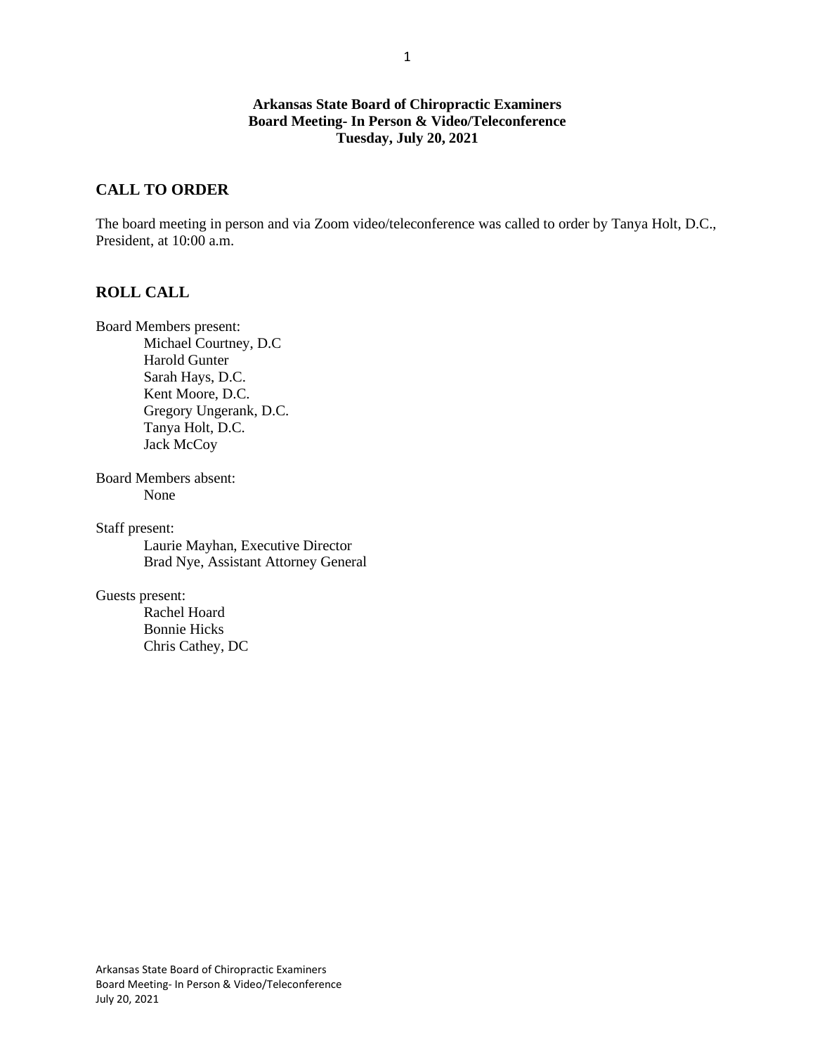**Arkansas State Board of Chiropractic Examiners**
**Board Meeting- In Person & Video/Teleconference**
**Tuesday, July 20, 2021**

## CALL TO ORDER

The board meeting in person and via Zoom video/teleconference was called to order by Tanya Holt, D.C., President, at 10:00 a.m.

## ROLL CALL

Board Members present:

- Michael Courtney, D.C
- Harold Gunter
- Sarah Hays, D.C.
- Kent Moore, D.C.
- Gregory Ungerank, D.C.
- Tanya Holt, D.C.
- Jack McCoy

Board Members absent:

- None

Staff present:

- Laurie Mayhan, Executive Director
- Brad Nye, Assistant Attorney General

Guests present:

- Rachel Hoard
- Bonnie Hicks
- Chris Cathey, DC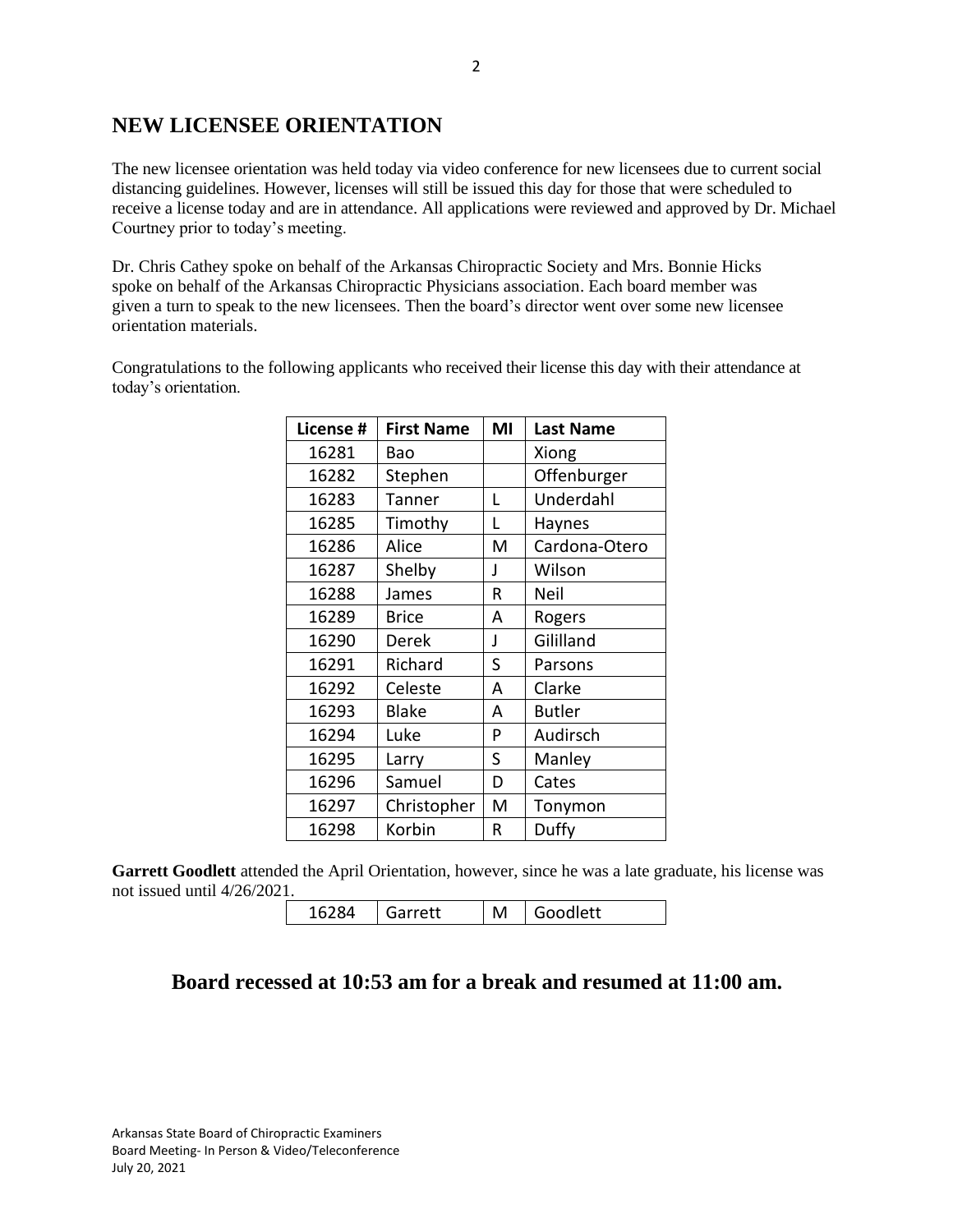## NEW LICENSEE ORIENTATION

The new licensee orientation was held today via video conference for new licensees due to current social distancing guidelines. However, licenses will still be issued this day for those that were scheduled to receive a license today and are in attendance. All applications were reviewed and approved by Dr. Michael Courtney prior to today's meeting.

Dr. Chris Cathey spoke on behalf of the Arkansas Chiropractic Society and Mrs. Bonnie Hicks spoke on behalf of the Arkansas Chiropractic Physicians association. Each board member was given a turn to speak to the new licensees. Then the board's director went over some new licensee orientation materials.

Congratulations to the following applicants who received their license this day with their attendance at today's orientation.

| License # | First Name | MI | Last Name |
|---|---|---|---|
| 16281 | Bao | | Xiong |
| 16282 | Stephen | | Offenburger |
| 16283 | Tanner | L | Underdahl |
| 16285 | Timothy | L | Haynes |
| 16286 | Alice | M | Cardona-Otero |
| 16287 | Shelby | J | Wilson |
| 16288 | James | R | Neil |
| 16289 | Brice | A | Rogers |
| 16290 | Derek | J | Gililland |
| 16291 | Richard | S | Parsons |
| 16292 | Celeste | A | Clarke |
| 16293 | Blake | A | Butler |
| 16294 | Luke | P | Audirsch |
| 16295 | Larry | S | Manley |
| 16296 | Samuel | D | Cates |
| 16297 | Christopher | M | Tonymon |
| 16298 | Korbin | R | Duffy |

**Garrett Goodlett** attended the April Orientation, however, since he was a late graduate, his license was not issued until 4/26/2021.

| | | | |
|---|---|---|---|
| 16284 | Garrett | M | Goodlett |

## Board recessed at 10:53 am for a break and resumed at 11:00 am.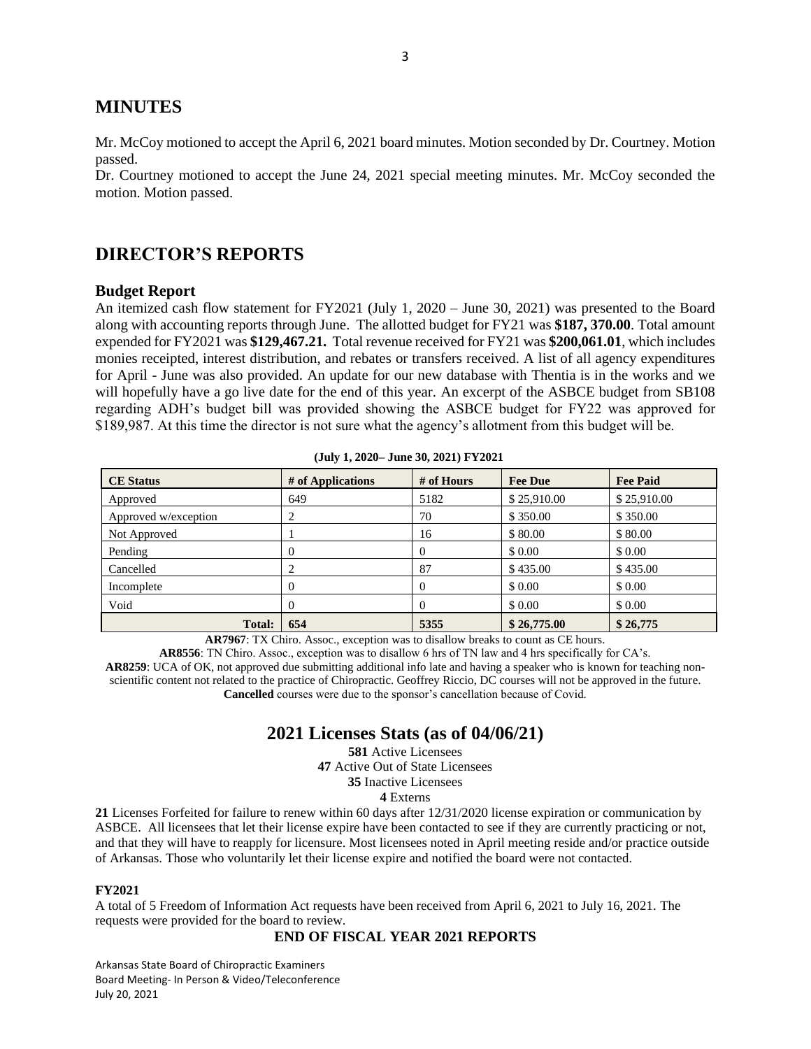## MINUTES

Mr. McCoy motioned to accept the April 6, 2021 board minutes. Motion seconded by Dr. Courtney. Motion passed.
Dr. Courtney motioned to accept the June 24, 2021 special meeting minutes. Mr. McCoy seconded the motion. Motion passed.

## DIRECTOR'S REPORTS

### Budget Report

An itemized cash flow statement for FY2021 (July 1, 2020 – June 30, 2021) was presented to the Board along with accounting reports through June. The allotted budget for FY21 was **$187, 370.00**. Total amount expended for FY2021 was **$129,467.21.** Total revenue received for FY21 was **$200,061.01**, which includes monies receipted, interest distribution, and rebates or transfers received. A list of all agency expenditures for April - June was also provided. An update for our new database with Thentia is in the works and we will hopefully have a go live date for the end of this year. An excerpt of the ASBCE budget from SB108 regarding ADH's budget bill was provided showing the ASBCE budget for FY22 was approved for $189,987. At this time the director is not sure what the agency's allotment from this budget will be.

**(July 1, 2020– June 30, 2021) FY2021**

| CE Status | # of Applications | # of Hours | Fee Due | Fee Paid |
|---|---|---|---|---|
| Approved | 649 | 5182 | $ 25,910.00 | $ 25,910.00 |
| Approved w/exception | 2 | 70 | $ 350.00 | $ 350.00 |
| Not Approved | 1 | 16 | $ 80.00 | $ 80.00 |
| Pending | 0 | 0 | $ 0.00 | $ 0.00 |
| Cancelled | 2 | 87 | $ 435.00 | $ 435.00 |
| Incomplete | 0 | 0 | $ 0.00 | $ 0.00 |
| Void | 0 | 0 | $ 0.00 | $ 0.00 |
| **Total:** | **654** | **5355** | **$ 26,775.00** | **$ 26,775** |

**AR7967**: TX Chiro. Assoc., exception was to disallow breaks to count as CE hours.
**AR8556**: TN Chiro. Assoc., exception was to disallow 6 hrs of TN law and 4 hrs specifically for CA's.
**AR8259**: UCA of OK, not approved due submitting additional info late and having a speaker who is known for teaching non-scientific content not related to the practice of Chiropractic. Geoffrey Riccio, DC courses will not be approved in the future.
**Cancelled** courses were due to the sponsor's cancellation because of Covid.

## 2021 Licenses Stats (as of 04/06/21)

**581** Active Licensees
**47** Active Out of State Licensees
**35** Inactive Licensees
**4** Externs

**21** Licenses Forfeited for failure to renew within 60 days after 12/31/2020 license expiration or communication by ASBCE. All licensees that let their license expire have been contacted to see if they are currently practicing or not, and that they will have to reapply for licensure. Most licensees noted in April meeting reside and/or practice outside of Arkansas. Those who voluntarily let their license expire and notified the board were not contacted.

**FY2021**

A total of 5 Freedom of Information Act requests have been received from April 6, 2021 to July 16, 2021. The requests were provided for the board to review.

**END OF FISCAL YEAR 2021 REPORTS**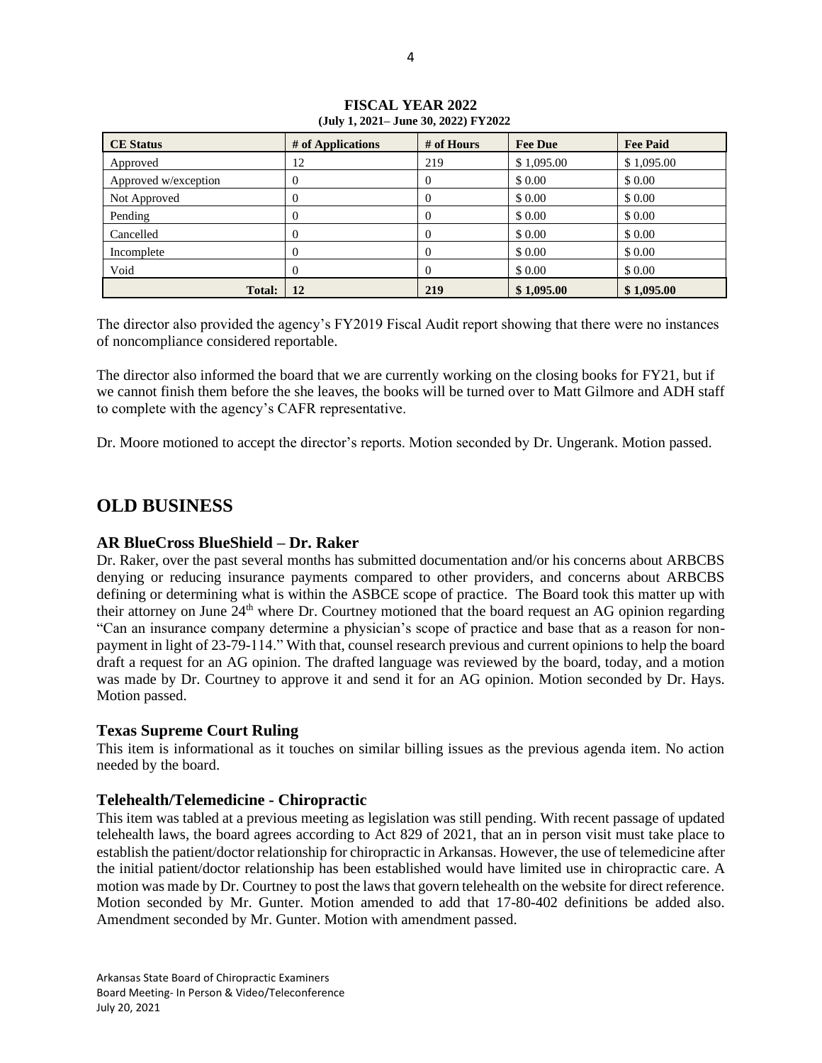**FISCAL YEAR 2022**
**(July 1, 2021– June 30, 2022) FY2022**

| CE Status | # of Applications | # of Hours | Fee Due | Fee Paid |
|---|---|---|---|---|
| Approved | 12 | 219 | $ 1,095.00 | $ 1,095.00 |
| Approved w/exception | 0 | 0 | $ 0.00 | $ 0.00 |
| Not Approved | 0 | 0 | $ 0.00 | $ 0.00 |
| Pending | 0 | 0 | $ 0.00 | $ 0.00 |
| Cancelled | 0 | 0 | $ 0.00 | $ 0.00 |
| Incomplete | 0 | 0 | $ 0.00 | $ 0.00 |
| Void | 0 | 0 | $ 0.00 | $ 0.00 |
| **Total:** | **12** | **219** | **$ 1,095.00** | **$ 1,095.00** |

The director also provided the agency's FY2019 Fiscal Audit report showing that there were no instances of noncompliance considered reportable.

The director also informed the board that we are currently working on the closing books for FY21, but if we cannot finish them before the she leaves, the books will be turned over to Matt Gilmore and ADH staff to complete with the agency's CAFR representative.

Dr. Moore motioned to accept the director's reports. Motion seconded by Dr. Ungerank. Motion passed.

## OLD BUSINESS

### AR BlueCross BlueShield – Dr. Raker

Dr. Raker, over the past several months has submitted documentation and/or his concerns about ARBCBS denying or reducing insurance payments compared to other providers, and concerns about ARBCBS defining or determining what is within the ASBCE scope of practice. The Board took this matter up with their attorney on June 24th where Dr. Courtney motioned that the board request an AG opinion regarding "Can an insurance company determine a physician's scope of practice and base that as a reason for non-payment in light of 23-79-114." With that, counsel research previous and current opinions to help the board draft a request for an AG opinion. The drafted language was reviewed by the board, today, and a motion was made by Dr. Courtney to approve it and send it for an AG opinion. Motion seconded by Dr. Hays. Motion passed.

### Texas Supreme Court Ruling

This item is informational as it touches on similar billing issues as the previous agenda item. No action needed by the board.

### Telehealth/Telemedicine - Chiropractic

This item was tabled at a previous meeting as legislation was still pending. With recent passage of updated telehealth laws, the board agrees according to Act 829 of 2021, that an in person visit must take place to establish the patient/doctor relationship for chiropractic in Arkansas. However, the use of telemedicine after the initial patient/doctor relationship has been established would have limited use in chiropractic care. A motion was made by Dr. Courtney to post the laws that govern telehealth on the website for direct reference. Motion seconded by Mr. Gunter. Motion amended to add that 17-80-402 definitions be added also. Amendment seconded by Mr. Gunter. Motion with amendment passed.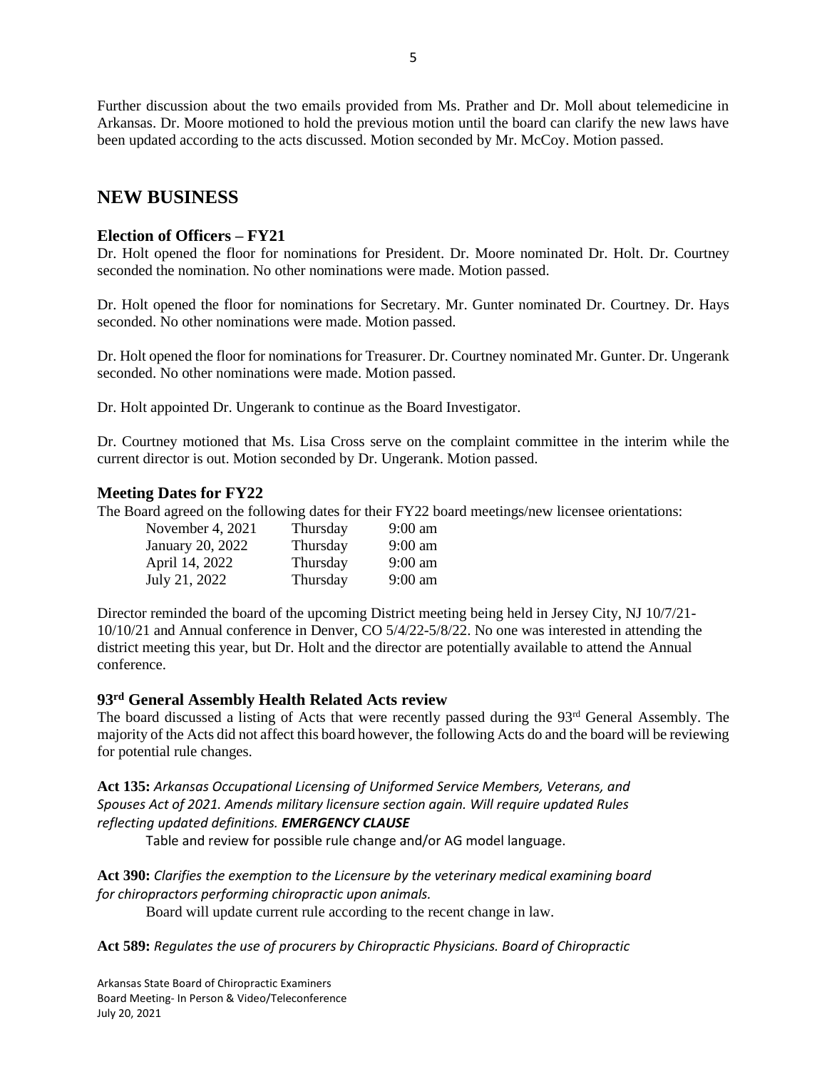Further discussion about the two emails provided from Ms. Prather and Dr. Moll about telemedicine in Arkansas. Dr. Moore motioned to hold the previous motion until the board can clarify the new laws have been updated according to the acts discussed. Motion seconded by Mr. McCoy. Motion passed.

## NEW BUSINESS

### Election of Officers – FY21

Dr. Holt opened the floor for nominations for President. Dr. Moore nominated Dr. Holt. Dr. Courtney seconded the nomination. No other nominations were made. Motion passed.

Dr. Holt opened the floor for nominations for Secretary. Mr. Gunter nominated Dr. Courtney. Dr. Hays seconded. No other nominations were made. Motion passed.

Dr. Holt opened the floor for nominations for Treasurer. Dr. Courtney nominated Mr. Gunter. Dr. Ungerank seconded. No other nominations were made. Motion passed.

Dr. Holt appointed Dr. Ungerank to continue as the Board Investigator.

Dr. Courtney motioned that Ms. Lisa Cross serve on the complaint committee in the interim while the current director is out. Motion seconded by Dr. Ungerank. Motion passed.

### Meeting Dates for FY22

The Board agreed on the following dates for their FY22 board meetings/new licensee orientations:

| | | |
|---|---|---|
| November 4, 2021 | Thursday | 9:00 am |
| January 20, 2022 | Thursday | 9:00 am |
| April 14, 2022 | Thursday | 9:00 am |
| July 21, 2022 | Thursday | 9:00 am |

Director reminded the board of the upcoming District meeting being held in Jersey City, NJ 10/7/21-10/10/21 and Annual conference in Denver, CO 5/4/22-5/8/22. No one was interested in attending the district meeting this year, but Dr. Holt and the director are potentially available to attend the Annual conference.

### 93rd General Assembly Health Related Acts review

The board discussed a listing of Acts that were recently passed during the 93rd General Assembly. The majority of the Acts did not affect this board however, the following Acts do and the board will be reviewing for potential rule changes.

**Act 135:** *Arkansas Occupational Licensing of Uniformed Service Members, Veterans, and Spouses Act of 2021. Amends military licensure section again. Will require updated Rules reflecting updated definitions.* ***EMERGENCY CLAUSE***

Table and review for possible rule change and/or AG model language.

**Act 390:** *Clarifies the exemption to the Licensure by the veterinary medical examining board for chiropractors performing chiropractic upon animals.*

Board will update current rule according to the recent change in law.

**Act 589:** *Regulates the use of procurers by Chiropractic Physicians. Board of Chiropractic*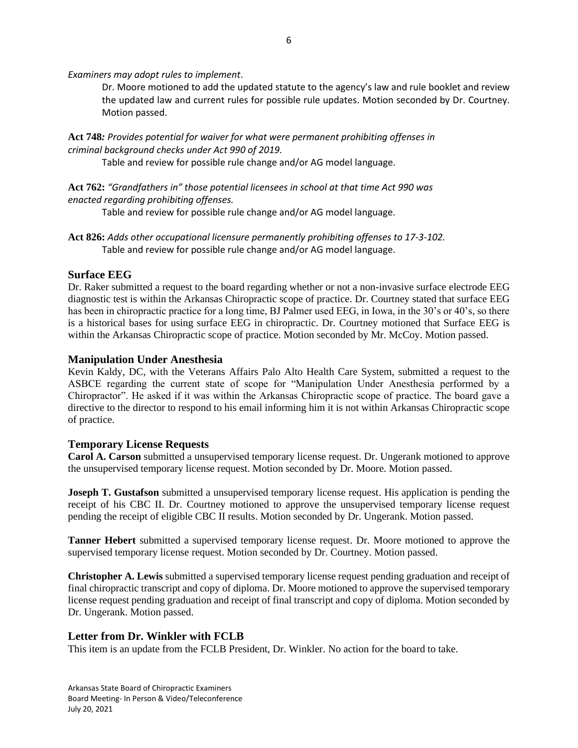*Examiners may adopt rules to implement.*

Dr. Moore motioned to add the updated statute to the agency's law and rule booklet and review the updated law and current rules for possible rule updates. Motion seconded by Dr. Courtney. Motion passed.

**Act 748***: Provides potential for waiver for what were permanent prohibiting offenses in criminal background checks under Act 990 of 2019.*

Table and review for possible rule change and/or AG model language.

**Act 762:** *"Grandfathers in" those potential licensees in school at that time Act 990 was enacted regarding prohibiting offenses.*

Table and review for possible rule change and/or AG model language.

**Act 826:** *Adds other occupational licensure permanently prohibiting offenses to 17-3-102.*

Table and review for possible rule change and/or AG model language.

## Surface EEG

Dr. Raker submitted a request to the board regarding whether or not a non-invasive surface electrode EEG diagnostic test is within the Arkansas Chiropractic scope of practice. Dr. Courtney stated that surface EEG has been in chiropractic practice for a long time, BJ Palmer used EEG, in Iowa, in the 30's or 40's, so there is a historical bases for using surface EEG in chiropractic. Dr. Courtney motioned that Surface EEG is within the Arkansas Chiropractic scope of practice. Motion seconded by Mr. McCoy. Motion passed.

## Manipulation Under Anesthesia

Kevin Kaldy, DC, with the Veterans Affairs Palo Alto Health Care System, submitted a request to the ASBCE regarding the current state of scope for "Manipulation Under Anesthesia performed by a Chiropractor". He asked if it was within the Arkansas Chiropractic scope of practice. The board gave a directive to the director to respond to his email informing him it is not within Arkansas Chiropractic scope of practice.

## Temporary License Requests

**Carol A. Carson** submitted a unsupervised temporary license request. Dr. Ungerank motioned to approve the unsupervised temporary license request. Motion seconded by Dr. Moore. Motion passed.

**Joseph T. Gustafson** submitted a unsupervised temporary license request. His application is pending the receipt of his CBC II. Dr. Courtney motioned to approve the unsupervised temporary license request pending the receipt of eligible CBC II results. Motion seconded by Dr. Ungerank. Motion passed.

**Tanner Hebert** submitted a supervised temporary license request. Dr. Moore motioned to approve the supervised temporary license request. Motion seconded by Dr. Courtney. Motion passed.

**Christopher A. Lewis** submitted a supervised temporary license request pending graduation and receipt of final chiropractic transcript and copy of diploma. Dr. Moore motioned to approve the supervised temporary license request pending graduation and receipt of final transcript and copy of diploma. Motion seconded by Dr. Ungerank. Motion passed.

## Letter from Dr. Winkler with FCLB

This item is an update from the FCLB President, Dr. Winkler. No action for the board to take.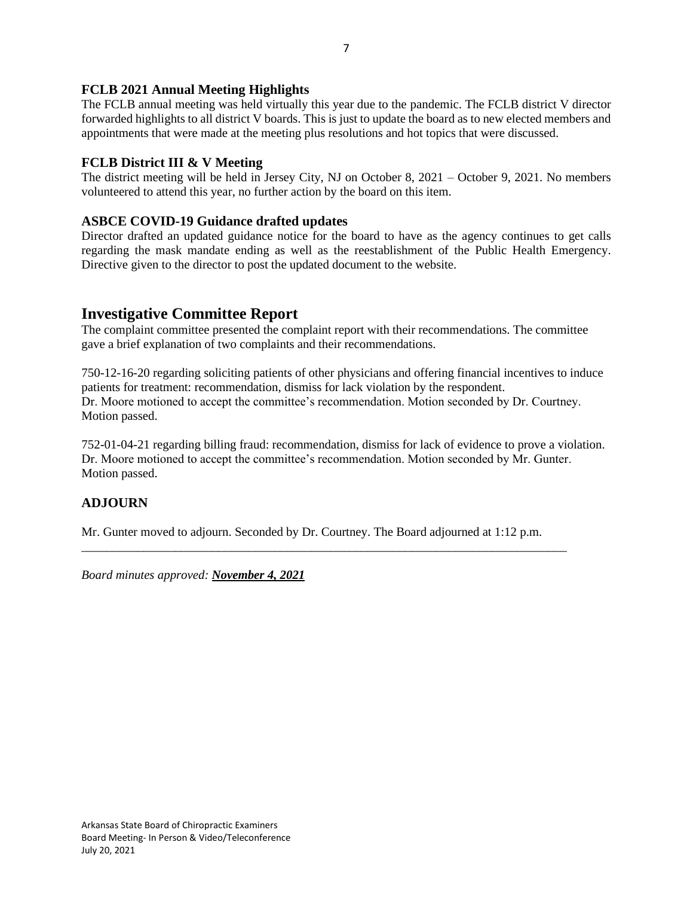### FCLB 2021 Annual Meeting Highlights

The FCLB annual meeting was held virtually this year due to the pandemic. The FCLB district V director forwarded highlights to all district V boards. This is just to update the board as to new elected members and appointments that were made at the meeting plus resolutions and hot topics that were discussed.

### FCLB District III & V Meeting

The district meeting will be held in Jersey City, NJ on October 8, 2021 – October 9, 2021. No members volunteered to attend this year, no further action by the board on this item.

### ASBCE COVID-19 Guidance drafted updates

Director drafted an updated guidance notice for the board to have as the agency continues to get calls regarding the mask mandate ending as well as the reestablishment of the Public Health Emergency. Directive given to the director to post the updated document to the website.

## Investigative Committee Report

The complaint committee presented the complaint report with their recommendations. The committee gave a brief explanation of two complaints and their recommendations.

750-12-16-20 regarding soliciting patients of other physicians and offering financial incentives to induce patients for treatment: recommendation, dismiss for lack violation by the respondent.
Dr. Moore motioned to accept the committee's recommendation. Motion seconded by Dr. Courtney. Motion passed.

752-01-04-21 regarding billing fraud: recommendation, dismiss for lack of evidence to prove a violation. Dr. Moore motioned to accept the committee's recommendation. Motion seconded by Mr. Gunter. Motion passed.

### ADJOURN

Mr. Gunter moved to adjourn. Seconded by Dr. Courtney. The Board adjourned at 1:12 p.m.

---

*Board minutes approved:* ***November 4, 2021***